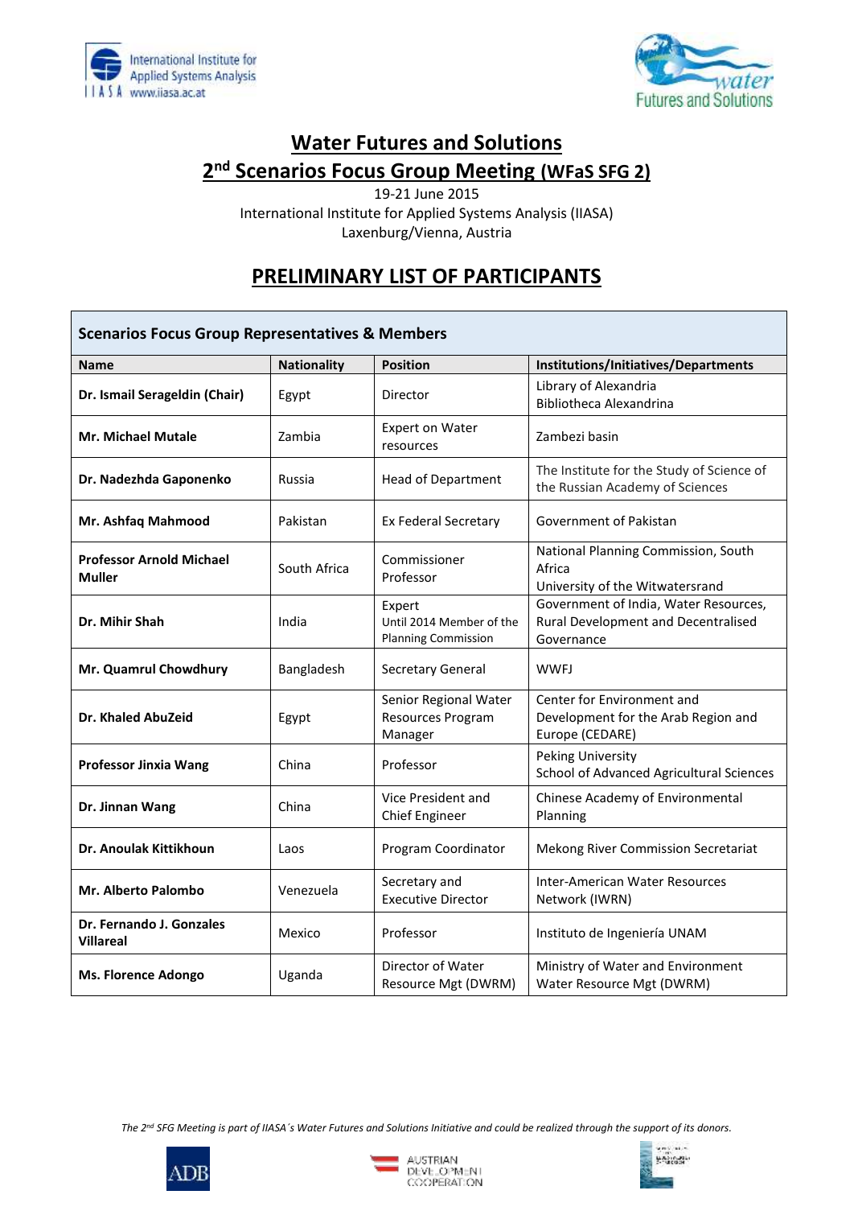# Water Futures and Solutions

## 2nd Scenarios Focus Group Meeting (WFaS SFG 2)

19-21 June 2015
International Institute for Applied Systems Analysis (IIASA)
Laxenburg/Vienna, Austria

## PRELIMINARY LIST OF PARTICIPANTS

| **Scenarios Focus Group Representatives & Members** | | | |
|---|---|---|---|
| **Name** | **Nationality** | **Position** | **Institutions/Initiatives/Departments** |
| **Dr. Ismail Serageldin (Chair)** | Egypt | Director | Library of Alexandria<br>Bibliotheca Alexandrina |
| **Mr. Michael Mutale** | Zambia | Expert on Water resources | Zambezi basin |
| **Dr. Nadezhda Gaponenko** | Russia | Head of Department | The Institute for the Study of Science of the Russian Academy of Sciences |
| **Mr. Ashfaq Mahmood** | Pakistan | Ex Federal Secretary | Government of Pakistan |
| **Professor Arnold Michael Muller** | South Africa | Commissioner<br>Professor | National Planning Commission, South Africa<br>University of the Witwatersrand |
| **Dr. Mihir Shah** | India | Expert<br>Until 2014 Member of the Planning Commission | Government of India, Water Resources, Rural Development and Decentralised Governance |
| **Mr. Quamrul Chowdhury** | Bangladesh | Secretary General | WWFJ |
| **Dr. Khaled AbuZeid** | Egypt | Senior Regional Water Resources Program Manager | Center for Environment and Development for the Arab Region and Europe (CEDARE) |
| **Professor Jinxia Wang** | China | Professor | Peking University<br>School of Advanced Agricultural Sciences |
| **Dr. Jinnan Wang** | China | Vice President and Chief Engineer | Chinese Academy of Environmental Planning |
| **Dr. Anoulak Kittikhoun** | Laos | Program Coordinator | Mekong River Commission Secretariat |
| **Mr. Alberto Palombo** | Venezuela | Secretary and Executive Director | Inter-American Water Resources Network (IWRN) |
| **Dr. Fernando J. Gonzales Villareal** | Mexico | Professor | Instituto de Ingeniería UNAM |
| **Ms. Florence Adongo** | Uganda | Director of Water Resource Mgt (DWRM) | Ministry of Water and Environment<br>Water Resource Mgt (DWRM) |

*The 2nd SFG Meeting is part of IIASA´s Water Futures and Solutions Initiative and could be realized through the support of its donors.*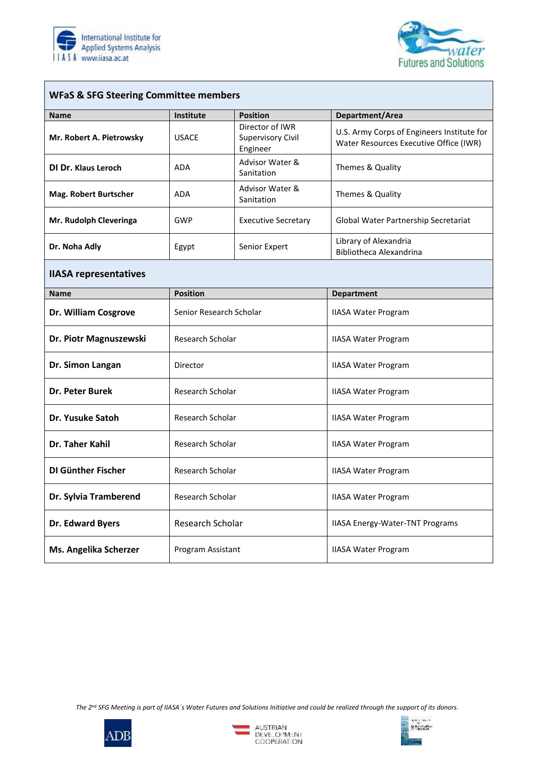| WFaS & SFG Steering Committee members | | | |
|---|---|---|---|
| **Name** | **Institute** | **Position** | **Department/Area** |
| **Mr. Robert A. Pietrowsky** | USACE | Director of IWR Supervisory Civil Engineer | U.S. Army Corps of Engineers Institute for Water Resources Executive Office (IWR) |
| **DI Dr. Klaus Leroch** | ADA | Advisor Water & Sanitation | Themes & Quality |
| **Mag. Robert Burtscher** | ADA | Advisor Water & Sanitation | Themes & Quality |
| **Mr. Rudolph Cleveringa** | GWP | Executive Secretary | Global Water Partnership Secretariat |
| **Dr. Noha Adly** | Egypt | Senior Expert | Library of Alexandria Bibliotheca Alexandrina |

| IIASA representatives | | |
|---|---|---|
| **Name** | **Position** | **Department** |
| **Dr. William Cosgrove** | Senior Research Scholar | IIASA Water Program |
| **Dr. Piotr Magnuszewski** | Research Scholar | IIASA Water Program |
| **Dr. Simon Langan** | Director | IIASA Water Program |
| **Dr. Peter Burek** | Research Scholar | IIASA Water Program |
| **Dr. Yusuke Satoh** | Research Scholar | IIASA Water Program |
| **Dr. Taher Kahil** | Research Scholar | IIASA Water Program |
| **DI Günther Fischer** | Research Scholar | IIASA Water Program |
| **Dr. Sylvia Tramberend** | Research Scholar | IIASA Water Program |
| **Dr. Edward Byers** | Research Scholar | IIASA Energy-Water-TNT Programs |
| **Ms. Angelika Scherzer** | Program Assistant | IIASA Water Program |

*The 2nd SFG Meeting is part of IIASA´s Water Futures and Solutions Initiative and could be realized through the support of its donors.*